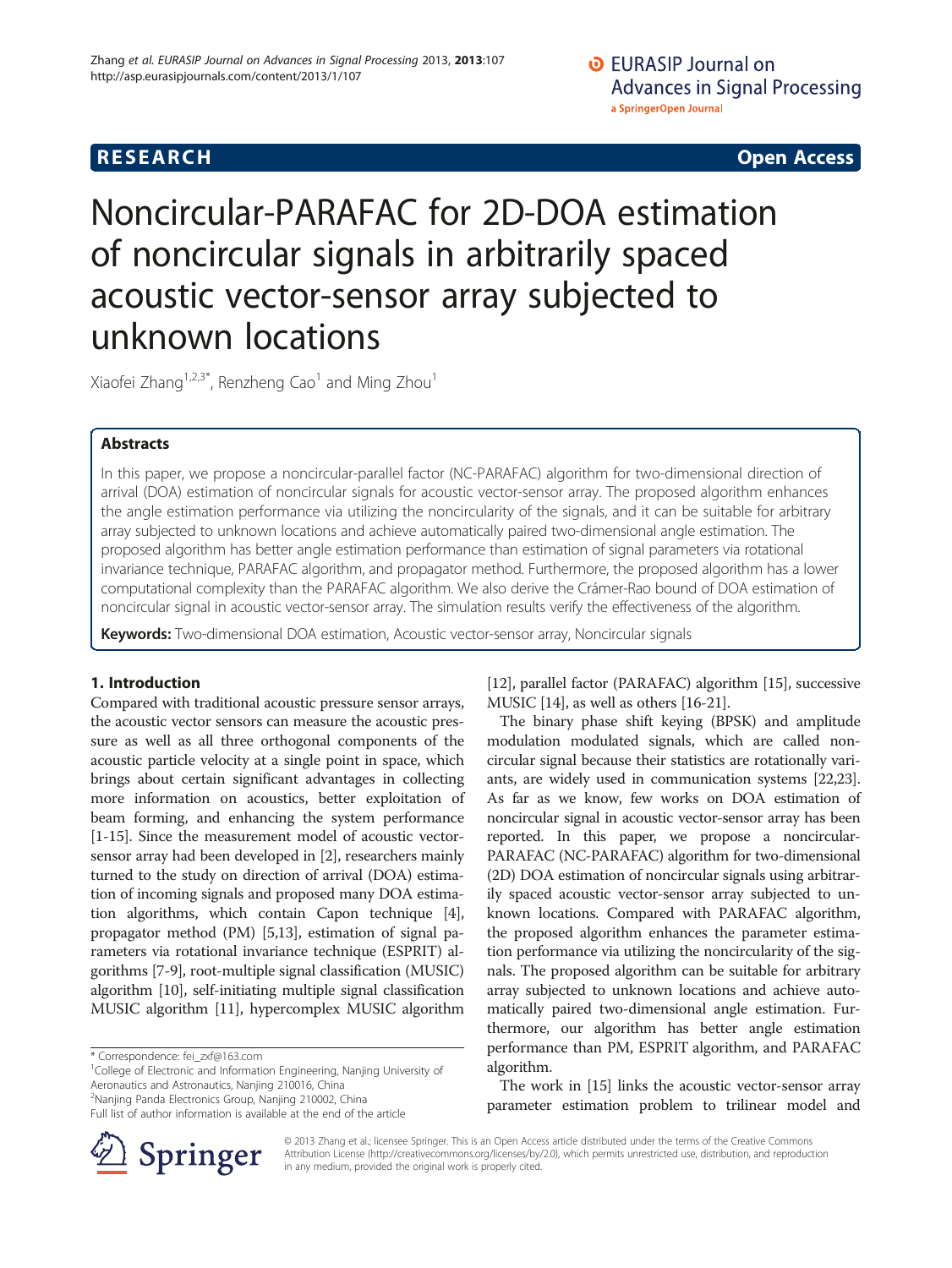**RESEARCH** **Open Access**

# Noncircular-PARAFAC for 2D-DOA estimation of noncircular signals in arbitrarily spaced acoustic vector-sensor array subjected to unknown locations

Xiaofei Zhang[1,2,3*], Renzheng Cao[1] and Ming Zhou[1]

## Abstracts

In this paper, we propose a noncircular-parallel factor (NC-PARAFAC) algorithm for two-dimensional direction of arrival (DOA) estimation of noncircular signals for acoustic vector-sensor array. The proposed algorithm enhances the angle estimation performance via utilizing the noncircularity of the signals, and it can be suitable for arbitrary array subjected to unknown locations and achieve automatically paired two-dimensional angle estimation. The proposed algorithm has better angle estimation performance than estimation of signal parameters via rotational invariance technique, PARAFAC algorithm, and propagator method. Furthermore, the proposed algorithm has a lower computational complexity than the PARAFAC algorithm. We also derive the Crámer-Rao bound of DOA estimation of noncircular signal in acoustic vector-sensor array. The simulation results verify the effectiveness of the algorithm.

**Keywords:** Two-dimensional DOA estimation, Acoustic vector-sensor array, Noncircular signals

## 1. Introduction

Compared with traditional acoustic pressure sensor arrays, the acoustic vector sensors can measure the acoustic pressure as well as all three orthogonal components of the acoustic particle velocity at a single point in space, which brings about certain significant advantages in collecting more information on acoustics, better exploitation of beam forming, and enhancing the system performance [1-15]. Since the measurement model of acoustic vector-sensor array had been developed in [2], researchers mainly turned to the study on direction of arrival (DOA) estimation of incoming signals and proposed many DOA estimation algorithms, which contain Capon technique [4], propagator method (PM) [5,13], estimation of signal parameters via rotational invariance technique (ESPRIT) algorithms [7-9], root-multiple signal classification (MUSIC) algorithm [10], self-initiating multiple signal classification MUSIC algorithm [11], hypercomplex MUSIC algorithm [12], parallel factor (PARAFAC) algorithm [15], successive MUSIC [14], as well as others [16-21].

The binary phase shift keying (BPSK) and amplitude modulation modulated signals, which are called noncircular signal because their statistics are rotationally variants, are widely used in communication systems [22,23]. As far as we know, few works on DOA estimation of noncircular signal in acoustic vector-sensor array has been reported. In this paper, we propose a noncircular-PARAFAC (NC-PARAFAC) algorithm for two-dimensional (2D) DOA estimation of noncircular signals using arbitrarily spaced acoustic vector-sensor array subjected to unknown locations. Compared with PARAFAC algorithm, the proposed algorithm enhances the parameter estimation performance via utilizing the noncircularity of the signals. The proposed algorithm can be suitable for arbitrary array subjected to unknown locations and achieve automatically paired two-dimensional angle estimation. Furthermore, our algorithm has better angle estimation performance than PM, ESPRIT algorithm, and PARAFAC algorithm.

The work in [15] links the acoustic vector-sensor array parameter estimation problem to trilinear model and

\* Correspondence: fei_zxf@163.com
[1]College of Electronic and Information Engineering, Nanjing University of Aeronautics and Astronautics, Nanjing 210016, China
[2]Nanjing Panda Electronics Group, Nanjing 210002, China
Full list of author information is available at the end of the article

© 2013 Zhang et al.; licensee Springer. This is an Open Access article distributed under the terms of the Creative Commons Attribution License (http://creativecommons.org/licenses/by/2.0), which permits unrestricted use, distribution, and reproduction in any medium, provided the original work is properly cited.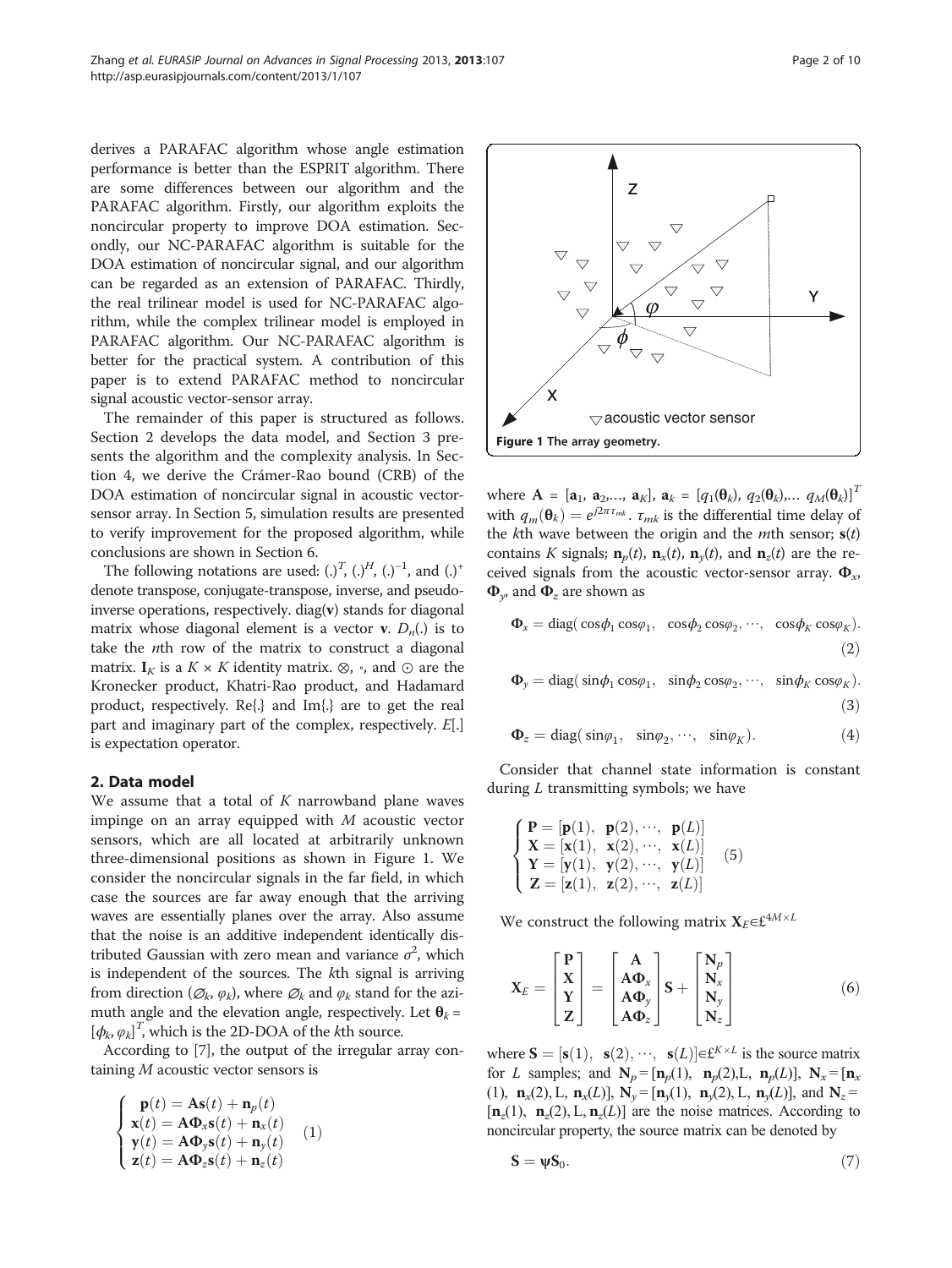derives a PARAFAC algorithm whose angle estimation performance is better than the ESPRIT algorithm. There are some differences between our algorithm and the PARAFAC algorithm. Firstly, our algorithm exploits the noncircular property to improve DOA estimation. Secondly, our NC-PARAFAC algorithm is suitable for the DOA estimation of noncircular signal, and our algorithm can be regarded as an extension of PARAFAC. Thirdly, the real trilinear model is used for NC-PARAFAC algorithm, while the complex trilinear model is employed in PARAFAC algorithm. Our NC-PARAFAC algorithm is better for the practical system. A contribution of this paper is to extend PARAFAC method to noncircular signal acoustic vector-sensor array.

The remainder of this paper is structured as follows. Section 2 develops the data model, and Section 3 presents the algorithm and the complexity analysis. In Section 4, we derive the Crámer-Rao bound (CRB) of the DOA estimation of noncircular signal in acoustic vector-sensor array. In Section 5, simulation results are presented to verify improvement for the proposed algorithm, while conclusions are shown in Section 6.

The following notations are used: $(.)^T$, $(.)^H$, $(.)^{-1}$, and $(.)^+$ denote transpose, conjugate-transpose, inverse, and pseudo-inverse operations, respectively. diag(**v**) stands for diagonal matrix whose diagonal element is a vector **v**. $D_n(.)$ is to take the $n$th row of the matrix to construct a diagonal matrix. $\mathbf{I}_K$ is a $K \times K$ identity matrix. $\otimes$, $\circ$, and $\odot$ are the Kronecker product, Khatri-Rao product, and Hadamard product, respectively. Re{.} and Im{.} are to get the real part and imaginary part of the complex, respectively. $E[.]$ is expectation operator.

## 2. Data model

We assume that a total of $K$ narrowband plane waves impinge on an array equipped with $M$ acoustic vector sensors, which are all located at arbitrarily unknown three-dimensional positions as shown in Figure 1. We consider the noncircular signals in the far field, in which case the sources are far away enough that the arriving waves are essentially planes over the array. Also assume that the noise is an additive independent identically distributed Gaussian with zero mean and variance $\sigma^2$, which is independent of the sources. The $k$th signal is arriving from direction $(\varnothing_k, \varphi_k)$, where $\varnothing_k$ and $\varphi_k$ stand for the azimuth angle and the elevation angle, respectively. Let $\boldsymbol{\theta}_k = [\phi_k, \varphi_k]^T$, which is the 2D-DOA of the $k$th source.

According to [7], the output of the irregular array containing $M$ acoustic vector sensors is

$$
\begin{cases}
\mathbf{p}(t) = \mathbf{A}\mathbf{s}(t) + \mathbf{n}_p(t) \\
\mathbf{x}(t) = \mathbf{A}\boldsymbol{\Phi}_x\mathbf{s}(t) + \mathbf{n}_x(t) \\
\mathbf{y}(t) = \mathbf{A}\boldsymbol{\Phi}_y\mathbf{s}(t) + \mathbf{n}_y(t) \\
\mathbf{z}(t) = \mathbf{A}\boldsymbol{\Phi}_z\mathbf{s}(t) + \mathbf{n}_z(t)
\end{cases} \quad (1)
$$

Z

Y

X

$\varphi$

$\phi$

▽acoustic vector sensor

Figure 1 The array geometry.

where $\mathbf{A} = [\mathbf{a}_1, \mathbf{a}_2, \ldots, \mathbf{a}_K]$, $\mathbf{a}_k = [q_1(\boldsymbol{\theta}_k), q_2(\boldsymbol{\theta}_k), \ldots q_M(\boldsymbol{\theta}_k)]^T$ with $q_m(\boldsymbol{\theta}_k) = e^{j2\pi\tau_{mk}}$. $\tau_{mk}$ is the differential time delay of the $k$th wave between the origin and the $m$th sensor; $\mathbf{s}(t)$ contains $K$ signals; $\mathbf{n}_p(t)$, $\mathbf{n}_x(t)$, $\mathbf{n}_y(t)$, and $\mathbf{n}_z(t)$ are the received signals from the acoustic vector-sensor array. $\boldsymbol{\Phi}_x$, $\boldsymbol{\Phi}_y$, and $\boldsymbol{\Phi}_z$ are shown as

$$
\boldsymbol{\Phi}_x = \mathrm{diag}(\cos\phi_1\cos\varphi_1, \ \ \cos\phi_2\cos\varphi_2, \cdots, \ \ \cos\phi_K\cos\varphi_K). \quad (2)
$$

$$
\boldsymbol{\Phi}_y = \mathrm{diag}(\sin\phi_1\cos\varphi_1, \ \ \sin\phi_2\cos\varphi_2, \cdots, \ \ \sin\phi_K\cos\varphi_K). \quad (3)
$$

$$
\boldsymbol{\Phi}_z = \mathrm{diag}(\sin\varphi_1, \ \ \sin\varphi_2, \cdots, \ \ \sin\varphi_K). \quad (4)
$$

Consider that channel state information is constant during $L$ transmitting symbols; we have

$$
\begin{cases}
\mathbf{P} = [\mathbf{p}(1), \ \mathbf{p}(2), \cdots, \ \mathbf{p}(L)] \\
\mathbf{X} = [\mathbf{x}(1), \ \mathbf{x}(2), \cdots, \ \mathbf{x}(L)] \\
\mathbf{Y} = [\mathbf{y}(1), \ \mathbf{y}(2), \cdots, \ \mathbf{y}(L)] \\
\mathbf{Z} = [\mathbf{z}(1), \ \mathbf{z}(2), \cdots, \ \mathbf{z}(L)]
\end{cases} \quad (5)
$$

We construct the following matrix $\mathbf{X}_E \in \mathbb{C}^{4M \times L}$

$$
\mathbf{X}_E = \begin{bmatrix} \mathbf{P} \\ \mathbf{X} \\ \mathbf{Y} \\ \mathbf{Z} \end{bmatrix} = \begin{bmatrix} \mathbf{A} \\ \mathbf{A}\boldsymbol{\Phi}_x \\ \mathbf{A}\boldsymbol{\Phi}_y \\ \mathbf{A}\boldsymbol{\Phi}_z \end{bmatrix} \mathbf{S} + \begin{bmatrix} \mathbf{N}_p \\ \mathbf{N}_x \\ \mathbf{N}_y \\ \mathbf{N}_z \end{bmatrix} \quad (6)
$$

where $\mathbf{S} = [\mathbf{s}(1), \ \mathbf{s}(2), \cdots, \ \mathbf{s}(L)] \in \mathbb{C}^{K \times L}$ is the source matrix for $L$ samples; and $\mathbf{N}_p = [\mathbf{n}_p(1), \ \mathbf{n}_p(2), \mathrm{L}, \ \mathbf{n}_p(L)]$, $\mathbf{N}_x = [\mathbf{n}_x(1), \ \mathbf{n}_x(2), \mathrm{L}, \ \mathbf{n}_x(L)]$, $\mathbf{N}_y = [\mathbf{n}_y(1), \ \mathbf{n}_y(2), \mathrm{L}, \ \mathbf{n}_y(L)]$, and $\mathbf{N}_z = [\mathbf{n}_z(1), \ \mathbf{n}_z(2), \mathrm{L}, \mathbf{n}_z(L)]$ are the noise matrices. According to noncircular property, the source matrix can be denoted by

$$
\mathbf{S} = \boldsymbol{\psi}\mathbf{S}_0. \quad (7)
$$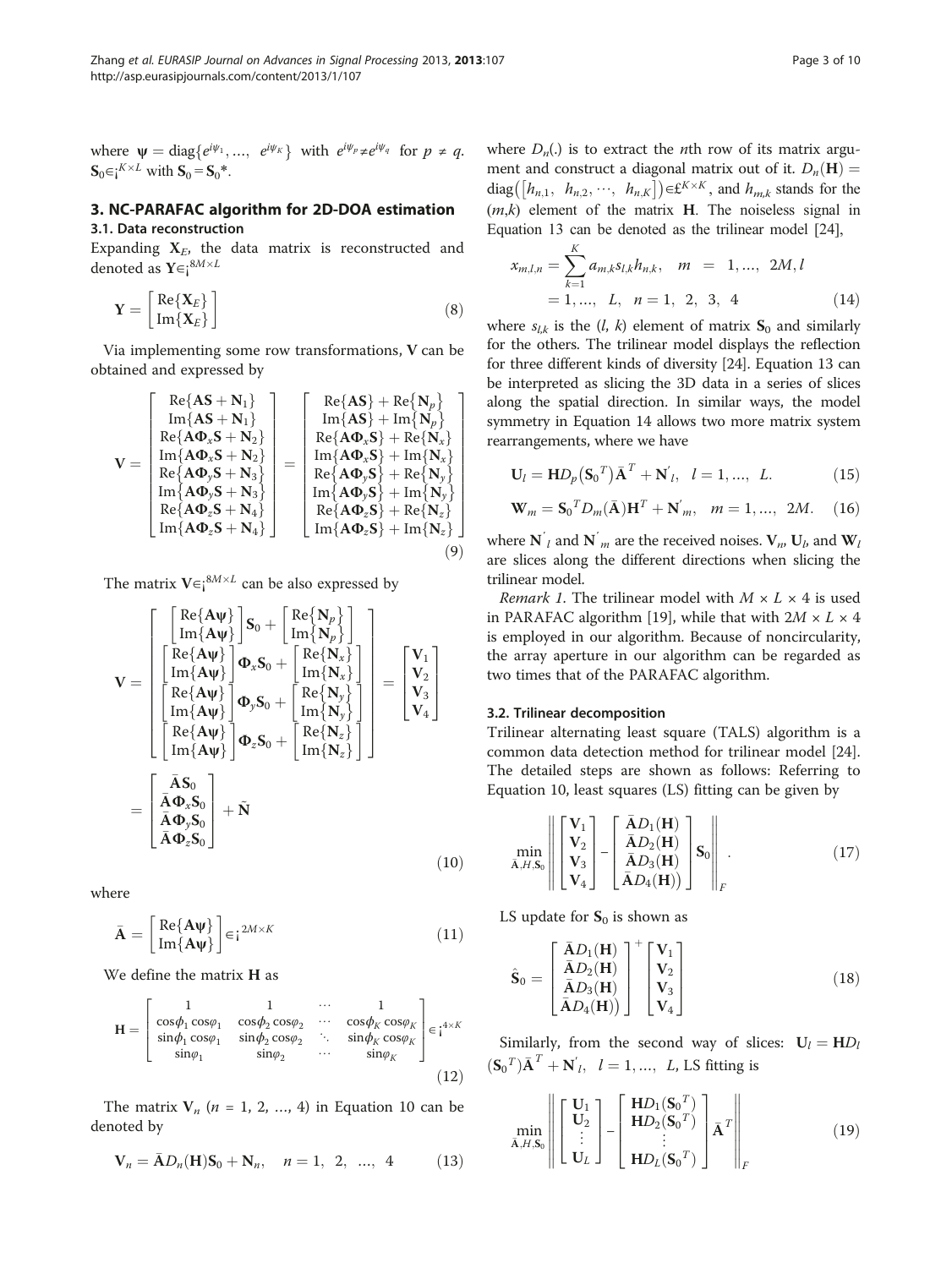where $\boldsymbol{\psi} = \mathrm{diag}\{e^{i\psi_1}, \ldots, e^{i\psi_K}\}$ with $e^{i\psi_p} \neq e^{i\psi_q}$ for $p \neq q$. $\mathbf{S}_0 \in ¡^{K\times L}$ with $\mathbf{S}_0 = \mathbf{S}_0{}^*$.

## 3. NC-PARAFAC algorithm for 2D-DOA estimation

### 3.1. Data reconstruction

Expanding $\mathbf{X}_E$, the data matrix is reconstructed and denoted as $\mathbf{Y} \in ¡^{8M\times L}$

$$\mathbf{Y} = \begin{bmatrix} \mathrm{Re}\{\mathbf{X}_E\} \\ \mathrm{Im}\{\mathbf{X}_E\} \end{bmatrix} \tag{8}$$

Via implementing some row transformations, $\mathbf{V}$ can be obtained and expressed by

$$\mathbf{V} = \begin{bmatrix} \mathrm{Re}\{\mathbf{AS}+\mathbf{N}_1\} \\ \mathrm{Im}\{\mathbf{AS}+\mathbf{N}_1\} \\ \mathrm{Re}\{\mathbf{A\Phi}_x\mathbf{S}+\mathbf{N}_2\} \\ \mathrm{Im}\{\mathbf{A\Phi}_x\mathbf{S}+\mathbf{N}_2\} \\ \mathrm{Re}\{\mathbf{A\Phi}_y\mathbf{S}+\mathbf{N}_3\} \\ \mathrm{Im}\{\mathbf{A\Phi}_y\mathbf{S}+\mathbf{N}_3\} \\ \mathrm{Re}\{\mathbf{A\Phi}_z\mathbf{S}+\mathbf{N}_4\} \\ \mathrm{Im}\{\mathbf{A\Phi}_z\mathbf{S}+\mathbf{N}_4\} \end{bmatrix} = \begin{bmatrix} \mathrm{Re}\{\mathbf{AS}\}+\mathrm{Re}\{\mathbf{N}_p\} \\ \mathrm{Im}\{\mathbf{AS}\}+\mathrm{Im}\{\mathbf{N}_p\} \\ \mathrm{Re}\{\mathbf{A\Phi}_x\mathbf{S}\}+\mathrm{Re}\{\mathbf{N}_x\} \\ \mathrm{Im}\{\mathbf{A\Phi}_x\mathbf{S}\}+\mathrm{Im}\{\mathbf{N}_x\} \\ \mathrm{Re}\{\mathbf{A\Phi}_y\mathbf{S}\}+\mathrm{Re}\{\mathbf{N}_y\} \\ \mathrm{Im}\{\mathbf{A\Phi}_y\mathbf{S}\}+\mathrm{Im}\{\mathbf{N}_y\} \\ \mathrm{Re}\{\mathbf{A\Phi}_z\mathbf{S}\}+\mathrm{Re}\{\mathbf{N}_z\} \\ \mathrm{Im}\{\mathbf{A\Phi}_z\mathbf{S}\}+\mathrm{Im}\{\mathbf{N}_z\} \end{bmatrix} \tag{9}$$

The matrix $\mathbf{V} \in ¡^{8M\times L}$ can be also expressed by

$$\mathbf{V} = \begin{bmatrix} \begin{bmatrix} \mathrm{Re}\{\mathbf{A}\boldsymbol{\psi}\} \\ \mathrm{Im}\{\mathbf{A}\boldsymbol{\psi}\} \end{bmatrix}\mathbf{S}_0 + \begin{bmatrix} \mathrm{Re}\{\mathbf{N}_p\} \\ \mathrm{Im}\{\mathbf{N}_p\} \end{bmatrix} \\ \begin{bmatrix} \mathrm{Re}\{\mathbf{A}\boldsymbol{\psi}\} \\ \mathrm{Im}\{\mathbf{A}\boldsymbol{\psi}\} \end{bmatrix}\mathbf{\Phi}_x\mathbf{S}_0 + \begin{bmatrix} \mathrm{Re}\{\mathbf{N}_x\} \\ \mathrm{Im}\{\mathbf{N}_x\} \end{bmatrix} \\ \begin{bmatrix} \mathrm{Re}\{\mathbf{A}\boldsymbol{\psi}\} \\ \mathrm{Im}\{\mathbf{A}\boldsymbol{\psi}\} \end{bmatrix}\mathbf{\Phi}_y\mathbf{S}_0 + \begin{bmatrix} \mathrm{Re}\{\mathbf{N}_y\} \\ \mathrm{Im}\{\mathbf{N}_y\} \end{bmatrix} \\ \begin{bmatrix} \mathrm{Re}\{\mathbf{A}\boldsymbol{\psi}\} \\ \mathrm{Im}\{\mathbf{A}\boldsymbol{\psi}\} \end{bmatrix}\mathbf{\Phi}_z\mathbf{S}_0 + \begin{bmatrix} \mathrm{Re}\{\mathbf{N}_z\} \\ \mathrm{Im}\{\mathbf{N}_z\} \end{bmatrix} \end{bmatrix} = \begin{bmatrix} \mathbf{V}_1 \\ \mathbf{V}_2 \\ \mathbf{V}_3 \\ \mathbf{V}_4 \end{bmatrix} = \begin{bmatrix} \bar{\mathbf{A}}\mathbf{S}_0 \\ \bar{\mathbf{A}}\mathbf{\Phi}_x\mathbf{S}_0 \\ \bar{\mathbf{A}}\mathbf{\Phi}_y\mathbf{S}_0 \\ \bar{\mathbf{A}}\mathbf{\Phi}_z\mathbf{S}_0 \end{bmatrix} + \tilde{\mathbf{N}} \tag{10}$$

where

$$\bar{\mathbf{A}} = \begin{bmatrix} \mathrm{Re}\{\mathbf{A}\boldsymbol{\psi}\} \\ \mathrm{Im}\{\mathbf{A}\boldsymbol{\psi}\} \end{bmatrix} \in ¡^{2M\times K} \tag{11}$$

We define the matrix $\mathbf{H}$ as

$$\mathbf{H} = \begin{bmatrix} 1 & 1 & \cdots & 1 \\ \cos\phi_1\cos\varphi_1 & \cos\phi_2\cos\varphi_2 & \cdots & \cos\phi_K\cos\varphi_K \\ \sin\phi_1\cos\varphi_1 & \sin\phi_2\cos\varphi_2 & \ddots & \sin\phi_K\cos\varphi_K \\ \sin\varphi_1 & \sin\varphi_2 & \cdots & \sin\varphi_K \end{bmatrix} \in ¡^{4\times K} \tag{12}$$

The matrix $\mathbf{V}_n$ ($n = 1, 2, \ldots, 4$) in Equation 10 can be denoted by

$$\mathbf{V}_n = \bar{\mathbf{A}}D_n(\mathbf{H})\mathbf{S}_0 + \mathbf{N}_n, \quad n = 1,\ 2,\ \ldots,\ 4 \tag{13}$$

where $D_n(.)$ is to extract the $n$th row of its matrix argument and construct a diagonal matrix out of it. $D_n(\mathbf{H}) = \mathrm{diag}([h_{n,1},\ h_{n,2},\ \cdots,\ h_{n,K}]) \in £^{K\times K}$, and $h_{m,k}$ stands for the $(m,k)$ element of the matrix $\mathbf{H}$. The noiseless signal in Equation 13 can be denoted as the trilinear model [24],

$$x_{m,l,n} = \sum_{k=1}^{K} a_{m,k}s_{l,k}h_{n,k}, \quad m = 1, \ldots, 2M, l = 1, \ldots, L, \quad n = 1,\ 2,\ 3,\ 4 \tag{14}$$

where $s_{l,k}$ is the $(l, k)$ element of matrix $\mathbf{S}_0$ and similarly for the others. The trilinear model displays the reflection for three different kinds of diversity [24]. Equation 13 can be interpreted as slicing the 3D data in a series of slices along the spatial direction. In similar ways, the model symmetry in Equation 14 allows two more matrix system rearrangements, where we have

$$\mathbf{U}_l = \mathbf{H}D_p(\mathbf{S}_0{}^T)\bar{\mathbf{A}}^T + \mathbf{N}'_l, \quad l = 1, \ldots, L. \tag{15}$$

$$\mathbf{W}_m = \mathbf{S}_0{}^T D_m(\bar{\mathbf{A}})\mathbf{H}^T + \mathbf{N}'_m, \quad m = 1, \ldots, 2M. \tag{16}$$

where $\mathbf{N}'_l$ and $\mathbf{N}'_m$ are the received noises. $\mathbf{V}_n$, $\mathbf{U}_l$, and $\mathbf{W}_l$ are slices along the different directions when slicing the trilinear model.

*Remark 1.* The trilinear model with $M \times L \times 4$ is used in PARAFAC algorithm [19], while that with $2M \times L \times 4$ is employed in our algorithm. Because of noncircularity, the array aperture in our algorithm can be regarded as two times that of the PARAFAC algorithm.

### 3.2. Trilinear decomposition

Trilinear alternating least square (TALS) algorithm is a common data detection method for trilinear model [24]. The detailed steps are shown as follows: Referring to Equation 10, least squares (LS) fitting can be given by

$$\min_{\bar{\mathbf{A}},H,\mathbf{S}_0} \left\| \begin{bmatrix} \mathbf{V}_1 \\ \mathbf{V}_2 \\ \mathbf{V}_3 \\ \mathbf{V}_4 \end{bmatrix} - \begin{bmatrix} \bar{\mathbf{A}}D_1(\mathbf{H}) \\ \bar{\mathbf{A}}D_2(\mathbf{H}) \\ \bar{\mathbf{A}}D_3(\mathbf{H}) \\ \bar{\mathbf{A}}D_4(\mathbf{H})) \end{bmatrix}\mathbf{S}_0 \right\|_F. \tag{17}$$

LS update for $\mathbf{S}_0$ is shown as

$$\hat{\mathbf{S}}_0 = \begin{bmatrix} \bar{\mathbf{A}}D_1(\mathbf{H}) \\ \bar{\mathbf{A}}D_2(\mathbf{H}) \\ \bar{\mathbf{A}}D_3(\mathbf{H}) \\ \bar{\mathbf{A}}D_4(\mathbf{H})) \end{bmatrix}^+ \begin{bmatrix} \mathbf{V}_1 \\ \mathbf{V}_2 \\ \mathbf{V}_3 \\ \mathbf{V}_4 \end{bmatrix} \tag{18}$$

Similarly, from the second way of slices: $\mathbf{U}_l = \mathbf{H}D_l(\mathbf{S}_0{}^T)\bar{\mathbf{A}}^T + \mathbf{N}'_l, \quad l = 1, \ldots, L$, LS fitting is

$$\min_{\bar{\mathbf{A}},H,\mathbf{S}_0} \left\| \begin{bmatrix} \mathbf{U}_1 \\ \mathbf{U}_2 \\ \vdots \\ \mathbf{U}_L \end{bmatrix} - \begin{bmatrix} \mathbf{H}D_1(\mathbf{S}_0{}^T) \\ \mathbf{H}D_2(\mathbf{S}_0{}^T) \\ \vdots \\ \mathbf{H}D_L(\mathbf{S}_0{}^T) \end{bmatrix}\bar{\mathbf{A}}^T \right\|_F \tag{19}$$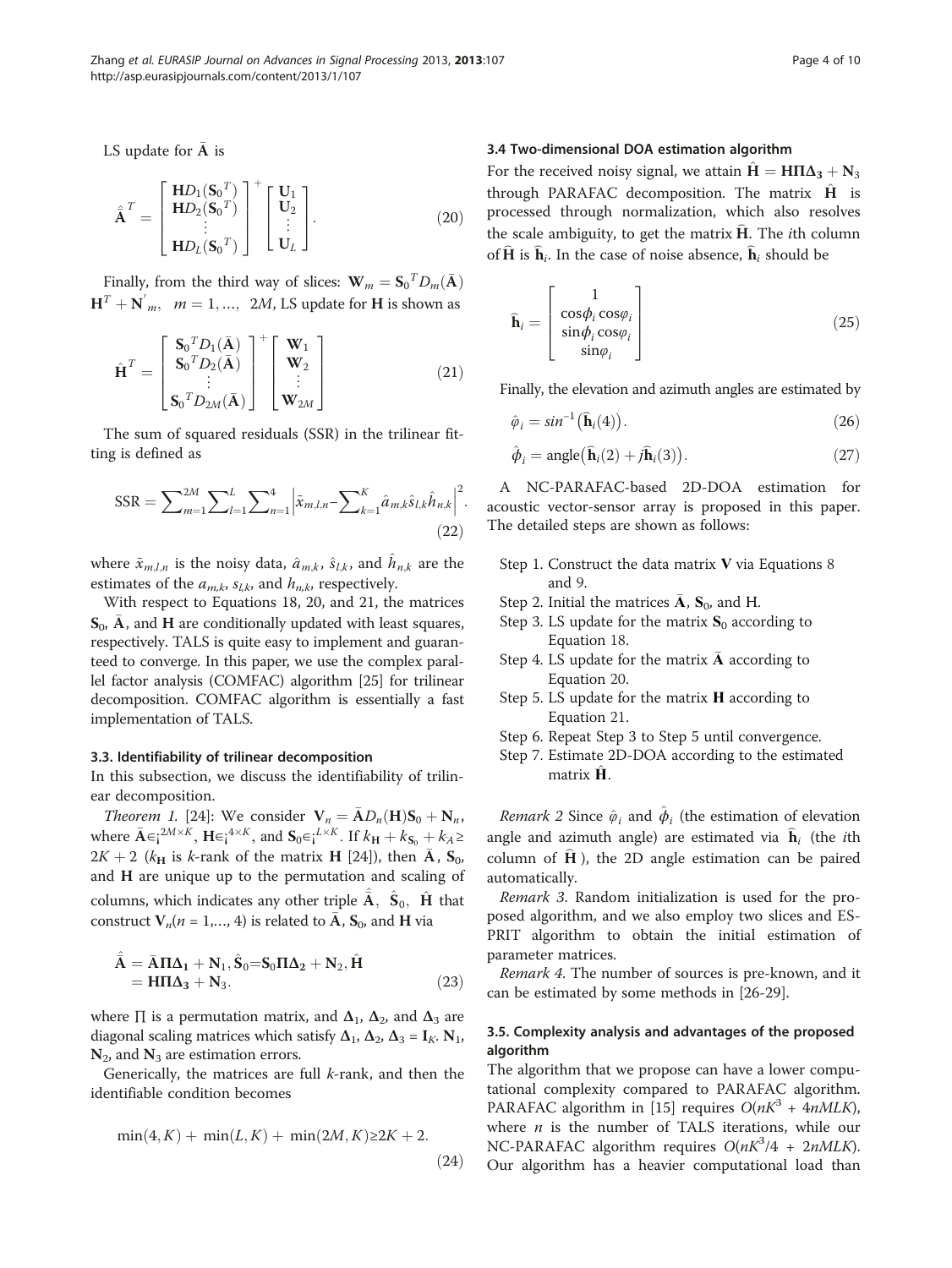LS update for $\bar{\mathbf{A}}$ is

$$\hat{\bar{\mathbf{A}}}^T = \begin{bmatrix} \mathbf{H}D_1(\mathbf{S}_0{}^T) \\ \mathbf{H}D_2(\mathbf{S}_0{}^T) \\ \vdots \\ \mathbf{H}D_L(\mathbf{S}_0{}^T) \end{bmatrix}^+ \begin{bmatrix} \mathbf{U}_1 \\ \mathbf{U}_2 \\ \vdots \\ \mathbf{U}_L \end{bmatrix}. \tag{20}$$

Finally, from the third way of slices: $\mathbf{W}_m = \mathbf{S}_0{}^T D_m(\bar{\mathbf{A}}) \mathbf{H}^T + \mathbf{N}'_m, \quad m = 1, \ldots, \ 2M$, LS update for $\mathbf{H}$ is shown as

$$\hat{\mathbf{H}}^T = \begin{bmatrix} \mathbf{S}_0{}^T D_1(\bar{\mathbf{A}}) \\ \mathbf{S}_0{}^T D_2(\bar{\mathbf{A}}) \\ \vdots \\ \mathbf{S}_0{}^T D_{2M}(\bar{\mathbf{A}}) \end{bmatrix}^+ \begin{bmatrix} \mathbf{W}_1 \\ \mathbf{W}_2 \\ \vdots \\ \mathbf{W}_{2M} \end{bmatrix} \tag{21}$$

The sum of squared residuals (SSR) in the trilinear fitting is defined as

$$\text{SSR} = \sum\nolimits_{m=1}^{2M} \sum\nolimits_{l=1}^{L} \sum\nolimits_{n=1}^{4} \left| \tilde{x}_{m,l,n} - \sum\nolimits_{k=1}^{K} \hat{a}_{m,k} \hat{s}_{l,k} \hat{h}_{n,k} \right|^2. \tag{22}$$

where $\tilde{x}_{m,l,n}$ is the noisy data, $\hat{a}_{m,k}$, $\hat{s}_{l,k}$, and $\hat{h}_{n,k}$ are the estimates of the $a_{m,k}$, $s_{l,k}$, and $h_{n,k}$, respectively.

With respect to Equations 18, 20, and 21, the matrices $\mathbf{S}_0$, $\bar{\mathbf{A}}$, and $\mathbf{H}$ are conditionally updated with least squares, respectively. TALS is quite easy to implement and guaranteed to converge. In this paper, we use the complex parallel factor analysis (COMFAC) algorithm [25] for trilinear decomposition. COMFAC algorithm is essentially a fast implementation of TALS.

### 3.3. Identifiability of trilinear decomposition

In this subsection, we discuss the identifiability of trilinear decomposition.

*Theorem 1.* [24]: We consider $\mathbf{V}_n = \bar{\mathbf{A}} D_n(\mathbf{H}) \mathbf{S}_0 + \mathbf{N}_n$, where $\bar{\mathbf{A}} \in \mathbb{C}^{2M \times K}$, $\mathbf{H} \in \mathbb{C}^{4 \times K}$, and $\mathbf{S}_0 \in \mathbb{C}^{L \times K}$. If $k_{\mathbf{H}} + k_{\mathbf{S}_0} + k_{\bar{A}} \geq 2K + 2$ ($k_{\mathbf{H}}$ is $k$-rank of the matrix $\mathbf{H}$ [24]), then $\bar{\mathbf{A}}$, $\mathbf{S}_0$, and $\mathbf{H}$ are unique up to the permutation and scaling of columns, which indicates any other triple $\hat{\bar{\mathbf{A}}}$, $\hat{\mathbf{S}}_0$, $\hat{\mathbf{H}}$ that construct $\mathbf{V}_n (n = 1, \ldots, 4)$ is related to $\bar{\mathbf{A}}$, $\mathbf{S}_0$, and $\mathbf{H}$ via

$$\begin{aligned} \hat{\bar{\mathbf{A}}} &= \bar{\mathbf{A}} \mathbf{\Pi} \mathbf{\Delta_1} + \mathbf{N}_1, \hat{\mathbf{S}}_0 = \mathbf{S}_0 \mathbf{\Pi} \mathbf{\Delta_2} + \mathbf{N}_2, \hat{\mathbf{H}} \\ &= \mathbf{H} \mathbf{\Pi} \mathbf{\Delta_3} + \mathbf{N}_3. \end{aligned} \tag{23}$$

where $\Pi$ is a permutation matrix, and $\mathbf{\Delta}_1$, $\mathbf{\Delta}_2$, and $\mathbf{\Delta}_3$ are diagonal scaling matrices which satisfy $\mathbf{\Delta}_1$, $\mathbf{\Delta}_2$, $\mathbf{\Delta}_3 = \mathbf{I}_K$. $\mathbf{N}_1$, $\mathbf{N}_2$, and $\mathbf{N}_3$ are estimation errors.

Generically, the matrices are full $k$-rank, and then the identifiable condition becomes

$$\min(4, K) + \min(L, K) + \min(2M, K) \geq 2K + 2. \tag{24}$$

### 3.4 Two-dimensional DOA estimation algorithm

For the received noisy signal, we attain $\hat{\mathbf{H}} = \mathbf{H} \mathbf{\Pi} \mathbf{\Delta_3} + \mathbf{N}_3$ through PARAFAC decomposition. The matrix $\hat{\mathbf{H}}$ is processed through normalization, which also resolves the scale ambiguity, to get the matrix $\widehat{\mathbf{H}}$. The $i$th column of $\widehat{\mathbf{H}}$ is $\widehat{\mathbf{h}}_i$. In the case of noise absence, $\widehat{\mathbf{h}}_i$ should be

$$\widehat{\mathbf{h}}_i = \begin{bmatrix} 1 \\ \cos\phi_i \cos\varphi_i \\ \sin\phi_i \cos\varphi_i \\ \sin\varphi_i \end{bmatrix} \tag{25}$$

Finally, the elevation and azimuth angles are estimated by

$$\hat{\varphi}_i = sin^{-1}\left(\widehat{\mathbf{h}}_i(4)\right). \tag{26}$$

$$\hat{\phi}_i = \text{angle}\left(\widehat{\mathbf{h}}_i(2) + j\widehat{\mathbf{h}}_i(3)\right). \tag{27}$$

A NC-PARAFAC-based 2D-DOA estimation for acoustic vector-sensor array is proposed in this paper. The detailed steps are shown as follows:

- Step 1. Construct the data matrix $\mathbf{V}$ via Equations 8 and 9.
- Step 2. Initial the matrices $\bar{\mathbf{A}}$, $\mathbf{S}_0$, and H.
- Step 3. LS update for the matrix $\mathbf{S}_0$ according to Equation 18.
- Step 4. LS update for the matrix $\bar{\mathbf{A}}$ according to Equation 20.
- Step 5. LS update for the matrix $\mathbf{H}$ according to Equation 21.
- Step 6. Repeat Step 3 to Step 5 until convergence.
- Step 7. Estimate 2D-DOA according to the estimated matrix $\hat{\mathbf{H}}$.

*Remark 2* Since $\hat{\varphi}_i$ and $\hat{\phi}_i$ (the estimation of elevation angle and azimuth angle) are estimated via $\widehat{\mathbf{h}}_i$ (the $i$th column of $\widehat{\mathbf{H}}$), the 2D angle estimation can be paired automatically.

*Remark 3.* Random initialization is used for the proposed algorithm, and we also employ two slices and ESPRIT algorithm to obtain the initial estimation of parameter matrices.

*Remark 4.* The number of sources is pre-known, and it can be estimated by some methods in [26-29].

### 3.5. Complexity analysis and advantages of the proposed algorithm

The algorithm that we propose can have a lower computational complexity compared to PARAFAC algorithm. PARAFAC algorithm in [15] requires $O(nK^3 + 4nMLK)$, where $n$ is the number of TALS iterations, while our NC-PARAFAC algorithm requires $O(nK^3/4 + 2nMLK)$. Our algorithm has a heavier computational load than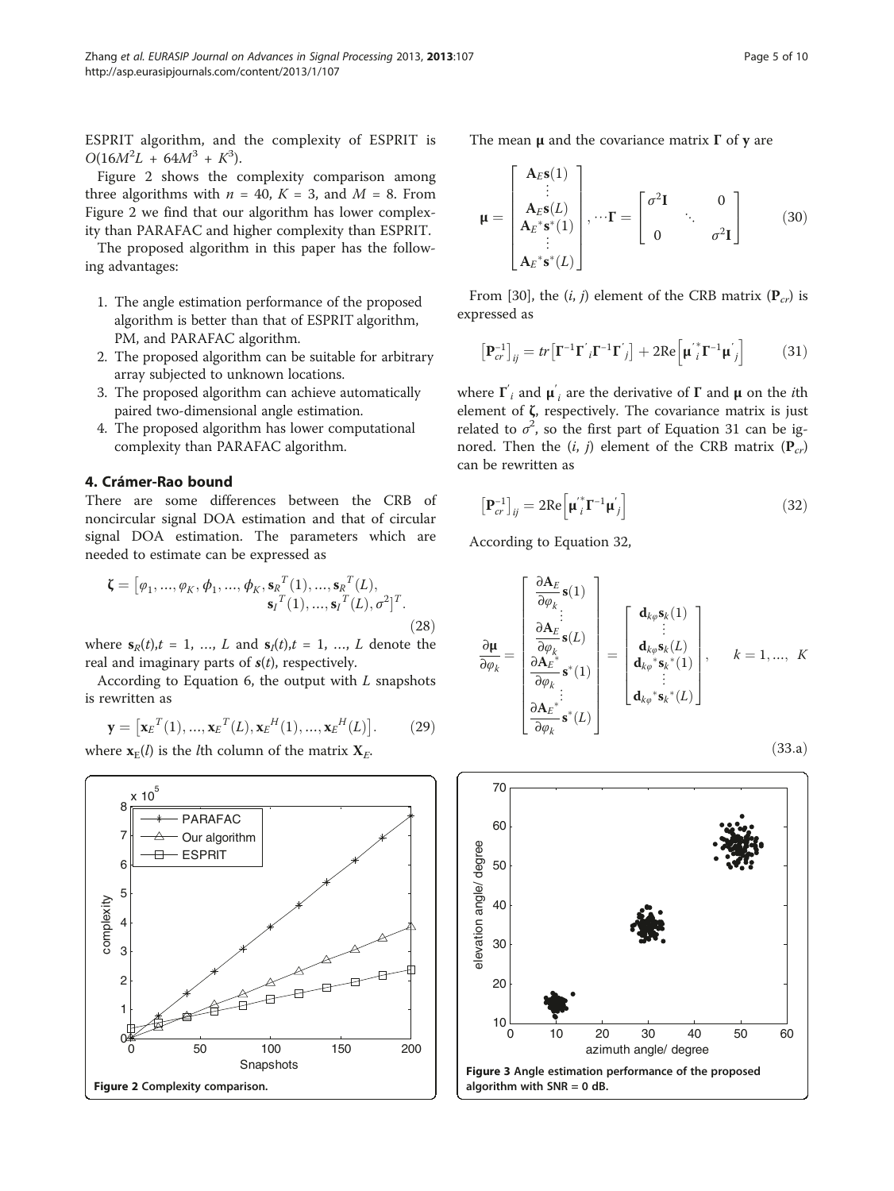ESPRIT algorithm, and the complexity of ESPRIT is $O(16M^2L + 64M^3 + K^3)$.

Figure 2 shows the complexity comparison among three algorithms with $n = 40$, $K = 3$, and $M = 8$. From Figure 2 we find that our algorithm has lower complexity than PARAFAC and higher complexity than ESPRIT.

The proposed algorithm in this paper has the following advantages:

1. The angle estimation performance of the proposed algorithm is better than that of ESPRIT algorithm, PM, and PARAFAC algorithm.
2. The proposed algorithm can be suitable for arbitrary array subjected to unknown locations.
3. The proposed algorithm can achieve automatically paired two-dimensional angle estimation.
4. The proposed algorithm has lower computational complexity than PARAFAC algorithm.

## 4. Crámer-Rao bound

There are some differences between the CRB of noncircular signal DOA estimation and that of circular signal DOA estimation. The parameters which are needed to estimate can be expressed as

$$\boldsymbol{\zeta} = \left[\varphi_1, ..., \varphi_K, \phi_1, ..., \phi_K, \mathbf{s}_R{}^T(1), ..., \mathbf{s}_R{}^T(L), \mathbf{s}_I{}^T(1), ..., \mathbf{s}_I{}^T(L), \sigma^2\right]^T. \tag{28}$$

where $\mathbf{s}_R(t), t = 1, ..., L$ and $\mathbf{s}_I(t), t = 1, ..., L$ denote the real and imaginary parts of $\boldsymbol{s}(t)$, respectively.

According to Equation 6, the output with $L$ snapshots is rewritten as

$$\mathbf{y} = \left[\mathbf{x}_E{}^T(1), ..., \mathbf{x}_E{}^T(L), \mathbf{x}_E{}^H(1), ..., \mathbf{x}_E{}^H(L)\right]. \tag{29}$$

where $\mathbf{x}_E(l)$ is the $l$th column of the matrix $\mathbf{X}_E$.

x 10^5
8
7
6
5
4
3
2
1
0
complexity
0
50
100
150
200
Snapshots
PARAFAC
Our algorithm
ESPRIT

Figure 2 Complexity comparison.

The mean $\boldsymbol{\mu}$ and the covariance matrix $\boldsymbol{\Gamma}$ of $\mathbf{y}$ are

$$\boldsymbol{\mu} = \begin{bmatrix} \mathbf{A}_E\mathbf{s}(1) \\ \vdots \\ \mathbf{A}_E\mathbf{s}(L) \\ \mathbf{A}_E{}^*\mathbf{s}^*(1) \\ \vdots \\ \mathbf{A}_E{}^*\mathbf{s}^*(L) \end{bmatrix}, \cdots \boldsymbol{\Gamma} = \begin{bmatrix} \sigma^2\mathbf{I} & & 0 \\ & \ddots & \\ 0 & & \sigma^2\mathbf{I} \end{bmatrix} \tag{30}$$

From [30], the $(i, j)$ element of the CRB matrix ($\mathbf{P}_{cr}$) is expressed as

$$\left[\mathbf{P}_{cr}^{-1}\right]_{ij} = tr\left[\boldsymbol{\Gamma}^{-1}\boldsymbol{\Gamma}'_i\boldsymbol{\Gamma}^{-1}\boldsymbol{\Gamma}'_j\right] + 2\mathrm{Re}\left[\boldsymbol{\mu}'^*_i\boldsymbol{\Gamma}^{-1}\boldsymbol{\mu}'_j\right] \tag{31}$$

where $\boldsymbol{\Gamma}'_i$ and $\boldsymbol{\mu}'_i$ are the derivative of $\boldsymbol{\Gamma}$ and $\boldsymbol{\mu}$ on the $i$th element of $\boldsymbol{\zeta}$, respectively. The covariance matrix is just related to $\sigma^2$, so the first part of Equation 31 can be ignored. Then the $(i, j)$ element of the CRB matrix ($\mathbf{P}_{cr}$) can be rewritten as

$$\left[\mathbf{P}_{cr}^{-1}\right]_{ij} = 2\mathrm{Re}\left[\boldsymbol{\mu}'^*_i\boldsymbol{\Gamma}^{-1}\boldsymbol{\mu}'_j\right] \tag{32}$$

According to Equation 32,

$$\frac{\partial\boldsymbol{\mu}}{\partial\varphi_k} = \begin{bmatrix} \dfrac{\partial\mathbf{A}_E}{\partial\varphi_k}\mathbf{s}(1) \\ \vdots \\ \dfrac{\partial\mathbf{A}_E}{\partial\varphi_k}\mathbf{s}(L) \\ \dfrac{\partial\mathbf{A}_E{}^*}{\partial\varphi_k}\mathbf{s}^*(1) \\ \vdots \\ \dfrac{\partial\mathbf{A}_E{}^*}{\partial\varphi_k}\mathbf{s}^*(L) \end{bmatrix} = \begin{bmatrix} \mathbf{d}_{k\varphi}\mathbf{s}_k(1) \\ \vdots \\ \mathbf{d}_{k\varphi}\mathbf{s}_k(L) \\ \mathbf{d}_{k\varphi}{}^*\mathbf{s}_k{}^*(1) \\ \vdots \\ \mathbf{d}_{k\varphi}{}^*\mathbf{s}_k{}^*(L) \end{bmatrix}, \quad k = 1, ..., K \tag{33.a}$$

70
60
50
40
30
20
10
elevation angle/ degree
0
10
20
30
40
50
60
azimuth angle/ degree

Figure 3 Angle estimation performance of the proposed algorithm with SNR = 0 dB.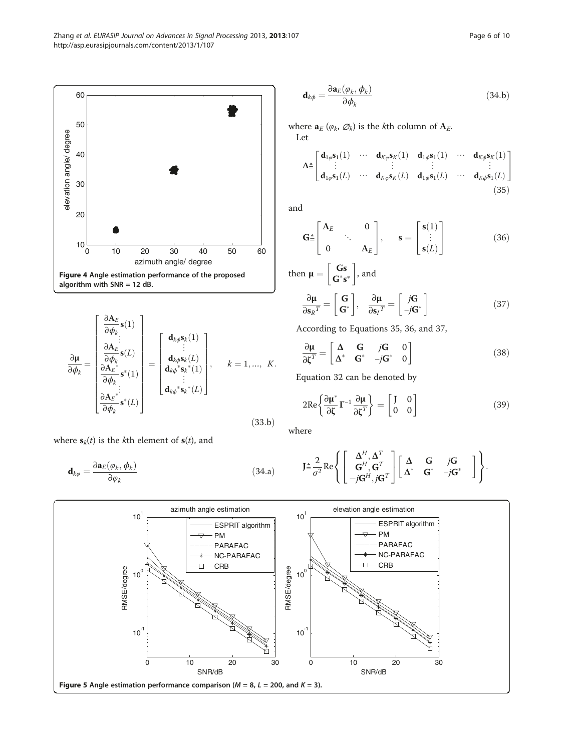60
50
40
30
20
10
0 10 20 30 40 50 60
azimuth angle/ degree
elevation angle/ degree

**Figure 4 Angle estimation performance of the proposed algorithm with SNR = 12 dB.**

$$
\frac{\partial \boldsymbol{\mu}}{\partial \phi_k} = \begin{bmatrix} \frac{\partial \mathbf{A}_E}{\partial \phi_k}\mathbf{s}(1) \\ \vdots \\ \frac{\partial \mathbf{A}_E}{\partial \phi_k}\mathbf{s}(L) \\ \frac{\partial \mathbf{A}_E^*}{\partial \phi_k}\mathbf{s}^*(1) \\ \vdots \\ \frac{\partial \mathbf{A}_E^*}{\partial \phi_k}\mathbf{s}^*(L) \end{bmatrix} = \begin{bmatrix} \mathbf{d}_{k\phi}\mathbf{s}_k(1) \\ \vdots \\ \mathbf{d}_{k\phi}\mathbf{s}_k(L) \\ \mathbf{d}_{k\phi}{}^*\mathbf{s}_k{}^*(1) \\ \vdots \\ \mathbf{d}_{k\phi}{}^*\mathbf{s}_k{}^*(L) \end{bmatrix}, \quad k = 1, \ldots, K. \tag{33.b}
$$

where $\mathbf{s}_k(t)$ is the $k$th element of $\mathbf{s}(t)$, and

$$
\mathbf{d}_{k\varphi} = \frac{\partial \mathbf{a}_E(\varphi_k, \phi_k)}{\partial \varphi_k} \tag{34.a}
$$

$$
\mathbf{d}_{k\phi} = \frac{\partial \mathbf{a}_E(\varphi_k, \phi_k)}{\partial \phi_k} \tag{34.b}
$$

where $\mathbf{a}_E(\varphi_k, \varnothing_k)$ is the $k$th column of $\mathbf{A}_E$.

Let

$$
\boldsymbol{\Delta} \triangleq \begin{bmatrix} \mathbf{d}_{1\varphi}\mathbf{s}_1(1) & \cdots & \mathbf{d}_{K\varphi}\mathbf{s}_K(1) & \mathbf{d}_{1\phi}\mathbf{s}_1(1) & \cdots & \mathbf{d}_{K\phi}\mathbf{s}_K(1) \\ \vdots & & \vdots & \vdots & & \vdots \\ \mathbf{d}_{1\varphi}\mathbf{s}_1(L) & \cdots & \mathbf{d}_{K\varphi}\mathbf{s}_K(L) & \mathbf{d}_{1\phi}\mathbf{s}_1(L) & \cdots & \mathbf{d}_{K\phi}\mathbf{s}_1(L) \end{bmatrix} \tag{35}
$$

and

$$
\mathbf{G} \triangleq \begin{bmatrix} \mathbf{A}_E & & 0 \\ & \ddots & \\ 0 & & \mathbf{A}_E \end{bmatrix}, \qquad \mathbf{s} = \begin{bmatrix} \mathbf{s}(1) \\ \vdots \\ \mathbf{s}(L) \end{bmatrix} \tag{36}
$$

then $\boldsymbol{\mu} = \begin{bmatrix} \mathbf{Gs} \\ \mathbf{G}^*\mathbf{s}^* \end{bmatrix}$, and

$$
\frac{\partial \boldsymbol{\mu}}{\partial \mathbf{s}_R{}^T} = \begin{bmatrix} \mathbf{G} \\ \mathbf{G}^* \end{bmatrix}, \quad \frac{\partial \boldsymbol{\mu}}{\partial \mathbf{s}_I{}^T} = \begin{bmatrix} j\mathbf{G} \\ -j\mathbf{G}^* \end{bmatrix} \tag{37}
$$

According to Equations 35, 36, and 37,

$$
\frac{\partial \boldsymbol{\mu}}{\partial \boldsymbol{\zeta}^T} = \begin{bmatrix} \boldsymbol{\Delta} & \mathbf{G} & j\mathbf{G} & 0 \\ \boldsymbol{\Delta}^* & \mathbf{G}^* & -j\mathbf{G}^* & 0 \end{bmatrix} \tag{38}
$$

Equation 32 can be denoted by

$$
2\mathrm{Re}\left\{ \frac{\partial \boldsymbol{\mu}^*}{\partial \boldsymbol{\zeta}} \boldsymbol{\Gamma}^{-1} \frac{\partial \boldsymbol{\mu}}{\partial \boldsymbol{\zeta}^T} \right\} = \begin{bmatrix} \mathbf{J} & 0 \\ 0 & 0 \end{bmatrix} \tag{39}
$$

where

$$
\mathbf{J} \triangleq \frac{2}{\sigma^2} \mathrm{Re}\left\{ \begin{bmatrix} \boldsymbol{\Delta}^H, \boldsymbol{\Delta}^T \\ \mathbf{G}^H, \mathbf{G}^T \\ -j\mathbf{G}^H, j\mathbf{G}^T \end{bmatrix} \begin{bmatrix} \boldsymbol{\Delta} & \mathbf{G} & j\mathbf{G} \\ \boldsymbol{\Delta}^* & \mathbf{G}^* & -j\mathbf{G}^* \end{bmatrix} \right\}.
$$

azimuth angle estimation
elevation angle estimation
ESPRIT algorithm
PM
PARAFAC
NC-PARAFAC
CRB
RMSE/degree
SNR/dB
10^1
10^0
10^-1
0 10 20 30

**Figure 5 Angle estimation performance comparison ($M$ = 8, $L$ = 200, and $K$ = 3).**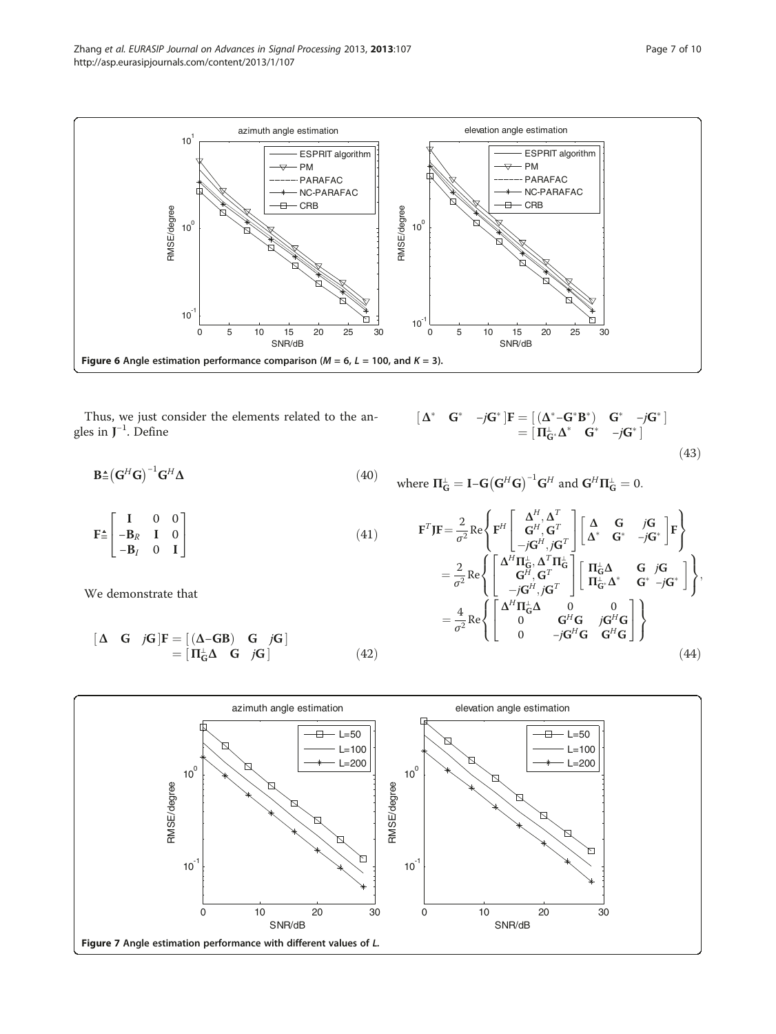azimuth angle estimation

elevation angle estimation

ESPRIT algorithm
PM
PARAFAC
NC-PARAFAC
CRB

RMSE/degree

SNR/dB

$10^{1}$
$10^{0}$
$10^{-1}$
0 5 10 15 20 25 30

**Figure 6 Angle estimation performance comparison ($M$ = 6, $L$ = 100, and $K$ = 3).**

Thus, we just consider the elements related to the angles in $\mathbf{J}^{-1}$. Define

$$\mathbf{B} \triangleq \left(\mathbf{G}^H\mathbf{G}\right)^{-1}\mathbf{G}^H\boldsymbol{\Delta} \tag{40}$$

$$\mathbf{F} \triangleq \begin{bmatrix} \mathbf{I} & 0 & 0 \\ -\mathbf{B}_R & \mathbf{I} & 0 \\ -\mathbf{B}_I & 0 & \mathbf{I} \end{bmatrix} \tag{41}$$

We demonstrate that

$$\begin{aligned}\left[\boldsymbol{\Delta} \quad \mathbf{G} \quad j\mathbf{G}\right]\mathbf{F} &= \left[(\boldsymbol{\Delta}-\mathbf{G}\mathbf{B}) \quad \mathbf{G} \quad j\mathbf{G}\right] \\ &= \left[\boldsymbol{\Pi}_{\mathbf{G}}^{\perp}\boldsymbol{\Delta} \quad \mathbf{G} \quad j\mathbf{G}\right]\end{aligned} \tag{42}$$

$$\begin{aligned}\left[\boldsymbol{\Delta}^* \quad \mathbf{G}^* \quad -j\mathbf{G}^*\right]\mathbf{F} &= \left[(\boldsymbol{\Delta}^*-\mathbf{G}^*\mathbf{B}^*) \quad \mathbf{G}^* \quad -j\mathbf{G}^*\right] \\ &= \left[\boldsymbol{\Pi}_{\mathbf{G}^*}^{\perp}\boldsymbol{\Delta}^* \quad \mathbf{G}^* \quad -j\mathbf{G}^*\right]\end{aligned} \tag{43}$$

where $\boldsymbol{\Pi}_{\mathbf{G}}^{\perp} = \mathbf{I}-\mathbf{G}\left(\mathbf{G}^H\mathbf{G}\right)^{-1}\mathbf{G}^H$ and $\mathbf{G}^H\boldsymbol{\Pi}_{\mathbf{G}}^{\perp} = 0$.

$$\begin{aligned}\mathbf{F}^T\mathbf{J}\mathbf{F} &= \frac{2}{\sigma^2}\mathrm{Re}\left\{\mathbf{F}^H\begin{bmatrix} \boldsymbol{\Delta}^H, \boldsymbol{\Delta}^T \\ \mathbf{G}^H, \mathbf{G}^T \\ -j\mathbf{G}^H, j\mathbf{G}^T \end{bmatrix}\begin{bmatrix} \boldsymbol{\Delta} & \mathbf{G} & j\mathbf{G} \\ \boldsymbol{\Delta}^* & \mathbf{G}^* & -j\mathbf{G}^* \end{bmatrix}\mathbf{F}\right\} \\ &= \frac{2}{\sigma^2}\mathrm{Re}\left\{\begin{bmatrix} \boldsymbol{\Delta}^H\boldsymbol{\Pi}_{\mathbf{G}}^{\perp}, \boldsymbol{\Delta}^T\boldsymbol{\Pi}_{\mathbf{G}}^{\perp} \\ \mathbf{G}^H, \mathbf{G}^T \\ -j\mathbf{G}^H, j\mathbf{G}^T \end{bmatrix}\begin{bmatrix} \boldsymbol{\Pi}_{\mathbf{G}}^{\perp}\boldsymbol{\Delta} & \mathbf{G} & j\mathbf{G} \\ \boldsymbol{\Pi}_{\mathbf{G}^*}^{\perp}\boldsymbol{\Delta}^* & \mathbf{G}^* & -j\mathbf{G}^* \end{bmatrix}\right\}, \\ &= \frac{4}{\sigma^2}\mathrm{Re}\left\{\begin{bmatrix} \boldsymbol{\Delta}^H\boldsymbol{\Pi}_{\mathbf{G}}^{\perp}\boldsymbol{\Delta} & 0 & 0 \\ 0 & \mathbf{G}^H\mathbf{G} & j\mathbf{G}^H\mathbf{G} \\ 0 & -j\mathbf{G}^H\mathbf{G} & \mathbf{G}^H\mathbf{G} \end{bmatrix}\right\}\end{aligned} \tag{44}$$

azimuth angle estimation

elevation angle estimation

L=50
L=100
L=200

RMSE/degree

SNR/dB

$10^{0}$
$10^{-1}$
0 10 20 30

**Figure 7 Angle estimation performance with different values of $L$.**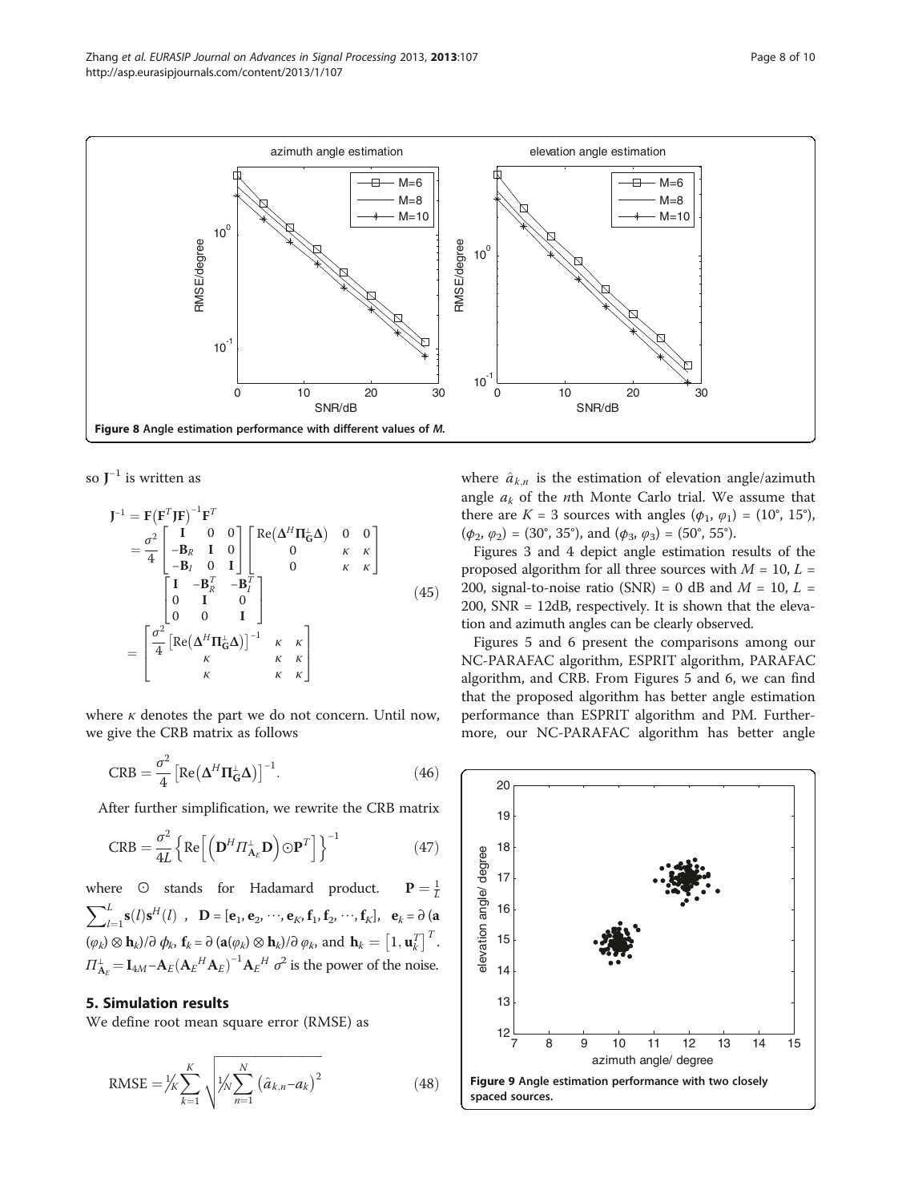azimuth angle estimation

RMSE/degree

SNR/dB

M=6

M=8

M=10

elevation angle estimation

RMSE/degree

SNR/dB

M=6

M=8

M=10

Figure 8 Angle estimation performance with different values of *M*.

so $\mathbf{J}^{-1}$ is written as

$$
\begin{aligned}
\mathbf{J}^{-1} &= \mathbf{F}\left(\mathbf{F}^T\mathbf{J}\mathbf{F}\right)^{-1}\mathbf{F}^T \\
&= \frac{\sigma^2}{4}\begin{bmatrix} \mathbf{I} & 0 & 0 \\ -\mathbf{B}_R & \mathbf{I} & 0 \\ -\mathbf{B}_I & 0 & \mathbf{I} \end{bmatrix}\begin{bmatrix} \mathrm{Re}\left(\boldsymbol{\Delta}^H\boldsymbol{\Pi}_{\mathbf{G}}^{\perp}\boldsymbol{\Delta}\right) & 0 & 0 \\ 0 & \kappa & \kappa \\ 0 & \kappa & \kappa \end{bmatrix} \\
&\quad \begin{bmatrix} \mathbf{I} & -\mathbf{B}_R^T & -\mathbf{B}_I^T \\ 0 & \mathbf{I} & 0 \\ 0 & 0 & \mathbf{I} \end{bmatrix} \\
&= \begin{bmatrix} \frac{\sigma^2}{4}\left[\mathrm{Re}\left(\boldsymbol{\Delta}^H\boldsymbol{\Pi}_{\mathbf{G}}^{\perp}\boldsymbol{\Delta}\right)\right]^{-1} & \kappa & \kappa \\ \kappa & \kappa & \kappa \\ \kappa & \kappa & \kappa \end{bmatrix}
\end{aligned} \tag{45}
$$

where $\kappa$ denotes the part we do not concern. Until now, we give the CRB matrix as follows

$$
\mathrm{CRB} = \frac{\sigma^2}{4}\left[\mathrm{Re}\left(\boldsymbol{\Delta}^H\boldsymbol{\Pi}_{\mathbf{G}}^{\perp}\boldsymbol{\Delta}\right)\right]^{-1}. \tag{46}
$$

After further simplification, we rewrite the CRB matrix

$$
\mathrm{CRB} = \frac{\sigma^2}{4L}\left\{\mathrm{Re}\left[\left(\mathbf{D}^H\Pi_{\mathbf{A}_E}^{\perp}\mathbf{D}\right)\odot\mathbf{P}^T\right]\right\}^{-1} \tag{47}
$$

where $\odot$ stands for Hadamard product. $\mathbf{P} = \frac{1}{L}\sum_{l=1}^{L}\mathbf{s}(l)\mathbf{s}^H(l)$, $\mathbf{D} = [\mathbf{e}_1, \mathbf{e}_2, \cdots, \mathbf{e}_K, \mathbf{f}_1, \mathbf{f}_2, \cdots, \mathbf{f}_K]$, $\mathbf{e}_k = \partial\left(\mathbf{a}(\varphi_k)\otimes\mathbf{h}_k\right)/\partial\phi_k$, $\mathbf{f}_k = \partial\left(\mathbf{a}(\varphi_k)\otimes\mathbf{h}_k\right)/\partial\varphi_k$, and $\mathbf{h}_k = \left[1, \mathbf{u}_k^T\right]^T$. $\Pi_{\mathbf{A}_E}^{\perp} = \mathbf{I}_{4M} - \mathbf{A}_E\left(\mathbf{A}_E{}^H\mathbf{A}_E\right)^{-1}\mathbf{A}_E{}^H$ $\sigma^2$ is the power of the noise.

## 5. Simulation results

We define root mean square error (RMSE) as

$$
\mathrm{RMSE} = {}^1\!/\!_K\sum_{k=1}^{K}\sqrt{{}^1\!/\!_N\sum_{n=1}^{N}\left(\hat{a}_{k,n} - a_k\right)^2} \tag{48}
$$

where $\hat{a}_{k,n}$ is the estimation of elevation angle/azimuth angle $a_k$ of the $n$th Monte Carlo trial. We assume that there are $K$ = 3 sources with angles $(\phi_1, \varphi_1)$ = (10°, 15°), $(\phi_2, \varphi_2)$ = (30°, 35°), and $(\phi_3, \varphi_3)$ = (50°, 55°).

Figures 3 and 4 depict angle estimation results of the proposed algorithm for all three sources with $M$ = 10, $L$ = 200, signal-to-noise ratio (SNR) = 0 dB and $M$ = 10, $L$ = 200, SNR = 12dB, respectively. It is shown that the elevation and azimuth angles can be clearly observed.

Figures 5 and 6 present the comparisons among our NC-PARAFAC algorithm, ESPRIT algorithm, PARAFAC algorithm, and CRB. From Figures 5 and 6, we can find that the proposed algorithm has better angle estimation performance than ESPRIT algorithm and PM. Furthermore, our NC-PARAFAC algorithm has better angle

elevation angle/ degree

azimuth angle/ degree

Figure 9 Angle estimation performance with two closely spaced sources.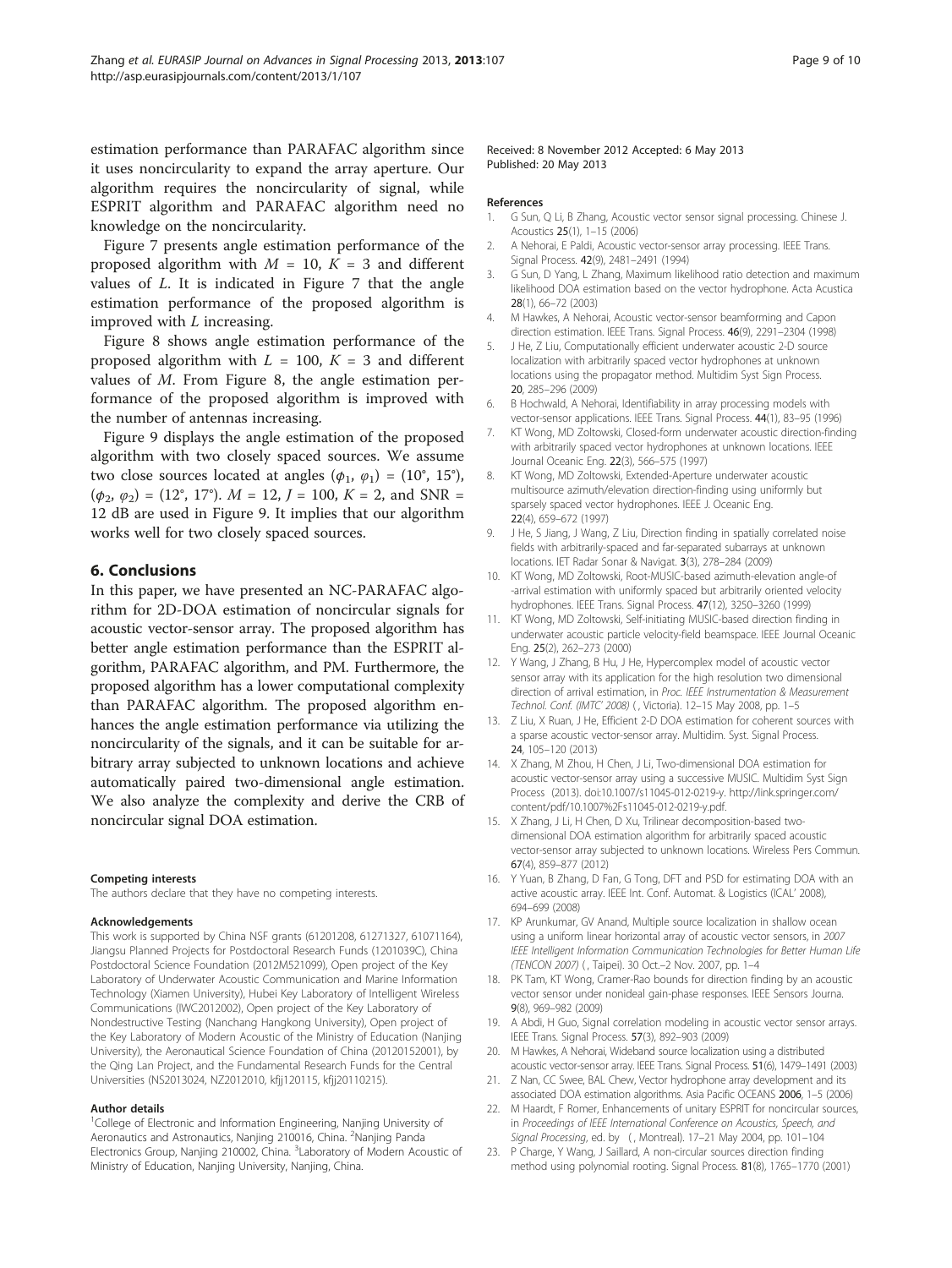estimation performance than PARAFAC algorithm since it uses noncircularity to expand the array aperture. Our algorithm requires the noncircularity of signal, while ESPRIT algorithm and PARAFAC algorithm need no knowledge on the noncircularity.

Figure 7 presents angle estimation performance of the proposed algorithm with $M = 10$, $K = 3$ and different values of $L$. It is indicated in Figure 7 that the angle estimation performance of the proposed algorithm is improved with $L$ increasing.

Figure 8 shows angle estimation performance of the proposed algorithm with $L = 100$, $K = 3$ and different values of $M$. From Figure 8, the angle estimation performance of the proposed algorithm is improved with the number of antennas increasing.

Figure 9 displays the angle estimation of the proposed algorithm with two closely spaced sources. We assume two close sources located at angles $(\phi_1, \varphi_1) = (10°, 15°)$, $(\phi_2, \varphi_2) = (12°, 17°)$. $M = 12$, $J = 100$, $K = 2$, and SNR = 12 dB are used in Figure 9. It implies that our algorithm works well for two closely spaced sources.

## 6. Conclusions

In this paper, we have presented an NC-PARAFAC algorithm for 2D-DOA estimation of noncircular signals for acoustic vector-sensor array. The proposed algorithm has better angle estimation performance than the ESPRIT algorithm, PARAFAC algorithm, and PM. Furthermore, the proposed algorithm has a lower computational complexity than PARAFAC algorithm. The proposed algorithm enhances the angle estimation performance via utilizing the noncircularity of the signals, and it can be suitable for arbitrary array subjected to unknown locations and achieve automatically paired two-dimensional angle estimation. We also analyze the complexity and derive the CRB of noncircular signal DOA estimation.

#### Competing interests

The authors declare that they have no competing interests.

#### Acknowledgements

This work is supported by China NSF grants (61201208, 61271327, 61071164), Jiangsu Planned Projects for Postdoctoral Research Funds (1201039C), China Postdoctoral Science Foundation (2012M521099), Open project of the Key Laboratory of Underwater Acoustic Communication and Marine Information Technology (Xiamen University), Hubei Key Laboratory of Intelligent Wireless Communications (IWC2012002), Open project of the Key Laboratory of Nondestructive Testing (Nanchang Hangkong University), Open project of the Key Laboratory of Modern Acoustic of the Ministry of Education (Nanjing University), the Aeronautical Science Foundation of China (20120152001), by the Qing Lan Project, and the Fundamental Research Funds for the Central Universities (NS2013024, NZ2012010, kfjj120115, kfjj20110215).

#### Author details

[1]College of Electronic and Information Engineering, Nanjing University of Aeronautics and Astronautics, Nanjing 210016, China. [2]Nanjing Panda Electronics Group, Nanjing 210002, China. [3]Laboratory of Modern Acoustic of Ministry of Education, Nanjing University, Nanjing, China.

Received: 8 November 2012 Accepted: 6 May 2013
Published: 20 May 2013

#### References

1. G Sun, Q Li, B Zhang, Acoustic vector sensor signal processing. Chinese J. Acoustics **25**(1), 1–15 (2006)
2. A Nehorai, E Paldi, Acoustic vector-sensor array processing. IEEE Trans. Signal Process. **42**(9), 2481–2491 (1994)
3. G Sun, D Yang, L Zhang, Maximum likelihood ratio detection and maximum likelihood DOA estimation based on the vector hydrophone. Acta Acustica **28**(1), 66–72 (2003)
4. M Hawkes, A Nehorai, Acoustic vector-sensor beamforming and Capon direction estimation. IEEE Trans. Signal Process. **46**(9), 2291–2304 (1998)
5. J He, Z Liu, Computationally efficient underwater acoustic 2-D source localization with arbitrarily spaced vector hydrophones at unknown locations using the propagator method. Multidim Syst Sign Process. **20**, 285–296 (2009)
6. B Hochwald, A Nehorai, Identifiability in array processing models with vector-sensor applications. IEEE Trans. Signal Process. **44**(1), 83–95 (1996)
7. KT Wong, MD Zoltowski, Closed-form underwater acoustic direction-finding with arbitrarily spaced vector hydrophones at unknown locations. IEEE Journal Oceanic Eng. **22**(3), 566–575 (1997)
8. KT Wong, MD Zoltowski, Extended-Aperture underwater acoustic multisource azimuth/elevation direction-finding using uniformly but sparsely spaced vector hydrophones. IEEE J. Oceanic Eng. **22**(4), 659–672 (1997)
9. J He, S Jiang, J Wang, Z Liu, Direction finding in spatially correlated noise fields with arbitrarily-spaced and far-separated subarrays at unknown locations. IET Radar Sonar & Navigat. **3**(3), 278–284 (2009)
10. KT Wong, MD Zoltowski, Root-MUSIC-based azimuth-elevation angle-of -arrival estimation with uniformly spaced but arbitrarily oriented velocity hydrophones. IEEE Trans. Signal Process. **47**(12), 3250–3260 (1999)
11. KT Wong, MD Zoltowski, Self-initiating MUSIC-based direction finding in underwater acoustic particle velocity-field beamspace. IEEE Journal Oceanic Eng. **25**(2), 262–273 (2000)
12. Y Wang, J Zhang, B Hu, J He, Hypercomplex model of acoustic vector sensor array with its application for the high resolution two dimensional direction of arrival estimation, in *Proc. IEEE Instrumentation & Measurement Technol. Conf. (IMTC' 2008)* ( , Victoria). 12–15 May 2008, pp. 1–5
13. Z Liu, X Ruan, J He, Efficient 2-D DOA estimation for coherent sources with a sparse acoustic vector-sensor array. Multidim. Syst. Signal Process. **24**, 105–120 (2013)
14. X Zhang, M Zhou, H Chen, J Li, Two-dimensional DOA estimation for acoustic vector-sensor array using a successive MUSIC. Multidim Syst Sign Process (2013). doi:10.1007/s11045-012-0219-y. http://link.springer.com/content/pdf/10.1007%2Fs11045-012-0219-y.pdf.
15. X Zhang, J Li, H Chen, D Xu, Trilinear decomposition-based two-dimensional DOA estimation algorithm for arbitrarily spaced acoustic vector-sensor array subjected to unknown locations. Wireless Pers Commun. **67**(4), 859–877 (2012)
16. Y Yuan, B Zhang, D Fan, G Tong, DFT and PSD for estimating DOA with an active acoustic array. IEEE Int. Conf. Automat. & Logistics (ICAL' 2008), 694–699 (2008)
17. KP Arunkumar, GV Anand, Multiple source localization in shallow ocean using a uniform linear horizontal array of acoustic vector sensors, in *2007 IEEE Intelligent Information Communication Technologies for Better Human Life (TENCON 2007)* ( , Taipei). 30 Oct.–2 Nov. 2007, pp. 1–4
18. PK Tam, KT Wong, Cramer-Rao bounds for direction finding by an acoustic vector sensor under nonideal gain-phase responses. IEEE Sensors Journa. **9**(8), 969–982 (2009)
19. A Abdi, H Guo, Signal correlation modeling in acoustic vector sensor arrays. IEEE Trans. Signal Process. **57**(3), 892–903 (2009)
20. M Hawkes, A Nehorai, Wideband source localization using a distributed acoustic vector-sensor array. IEEE Trans. Signal Process. **51**(6), 1479–1491 (2003)
21. Z Nan, CC Swee, BAL Chew, Vector hydrophone array development and its associated DOA estimation algorithms. Asia Pacific OCEANS **2006**, 1–5 (2006)
22. M Haardt, F Romer, Enhancements of unitary ESPRIT for noncircular sources, in *Proceedings of IEEE International Conference on Acoustics, Speech, and Signal Processing*, ed. by ( , Montreal). 17–21 May 2004, pp. 101–104
23. P Charge, Y Wang, J Saillard, A non-circular sources direction finding method using polynomial rooting. Signal Process. **81**(8), 1765–1770 (2001)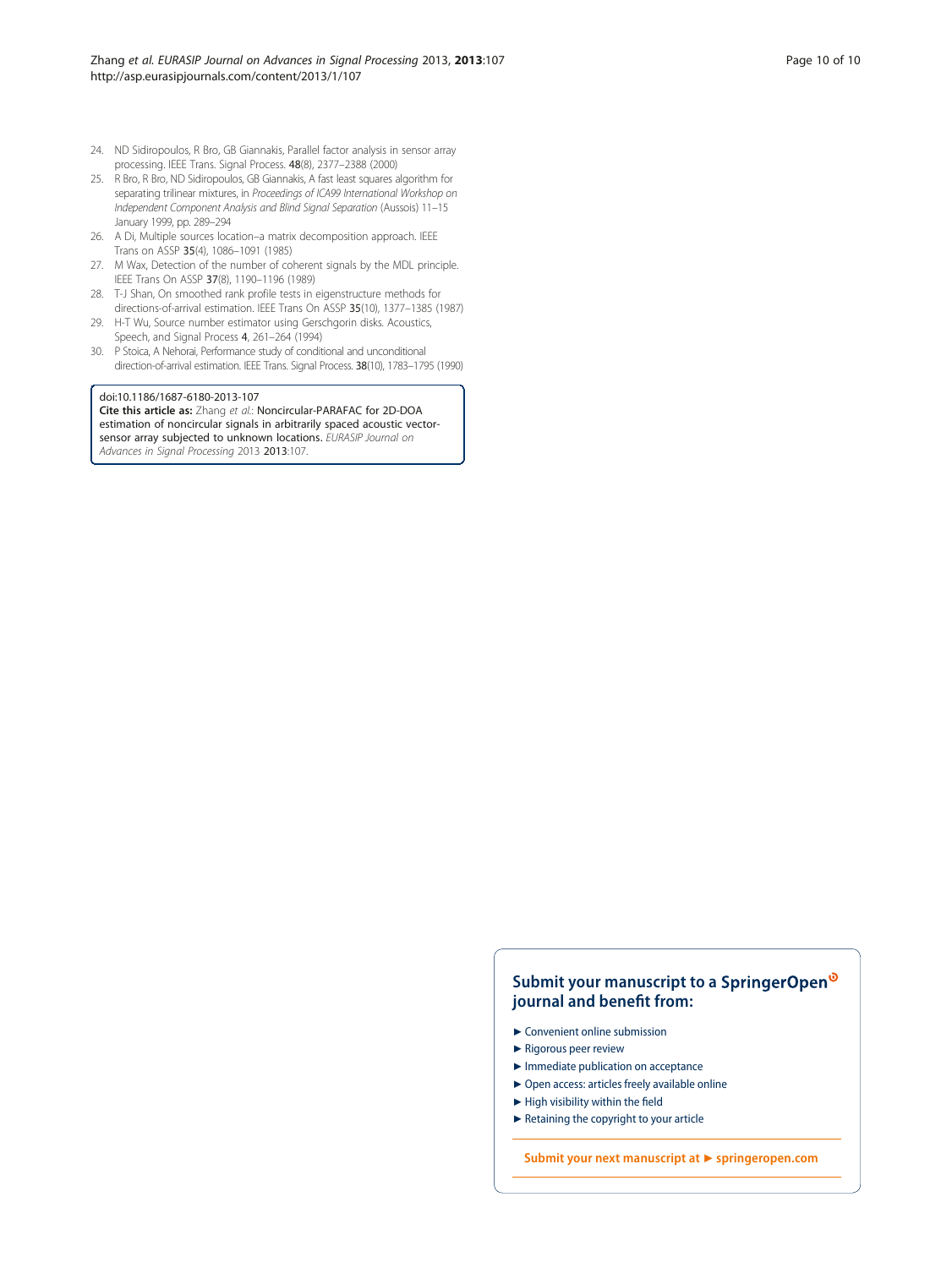24. ND Sidiropoulos, R Bro, GB Giannakis, Parallel factor analysis in sensor array processing. IEEE Trans. Signal Process. **48**(8), 2377–2388 (2000)
25. R Bro, R Bro, ND Sidiropoulos, GB Giannakis, A fast least squares algorithm for separating trilinear mixtures, in *Proceedings of ICA99 International Workshop on Independent Component Analysis and Blind Signal Separation* (Aussois) 11–15 January 1999, pp. 289–294
26. A Di, Multiple sources location–a matrix decomposition approach. IEEE Trans on ASSP **35**(4), 1086–1091 (1985)
27. M Wax, Detection of the number of coherent signals by the MDL principle. IEEE Trans On ASSP **37**(8), 1190–1196 (1989)
28. T-J Shan, On smoothed rank profile tests in eigenstructure methods for directions-of-arrival estimation. IEEE Trans On ASSP **35**(10), 1377–1385 (1987)
29. H-T Wu, Source number estimator using Gerschgorin disks. Acoustics, Speech, and Signal Process **4**, 261–264 (1994)
30. P Stoica, A Nehorai, Performance study of conditional and unconditional direction-of-arrival estimation. IEEE Trans. Signal Process. **38**(10), 1783–1795 (1990)

doi:10.1186/1687-6180-2013-107
**Cite this article as:** Zhang *et al.*: Noncircular-PARAFAC for 2D-DOA estimation of noncircular signals in arbitrarily spaced acoustic vector-sensor array subjected to unknown locations. *EURASIP Journal on Advances in Signal Processing* 2013 **2013**:107.

**Submit your manuscript to a SpringerOpen journal and benefit from:**

- ► Convenient online submission
- ► Rigorous peer review
- ► Immediate publication on acceptance
- ► Open access: articles freely available online
- ► High visibility within the field
- ► Retaining the copyright to your article

**Submit your next manuscript at ► springeropen.com**